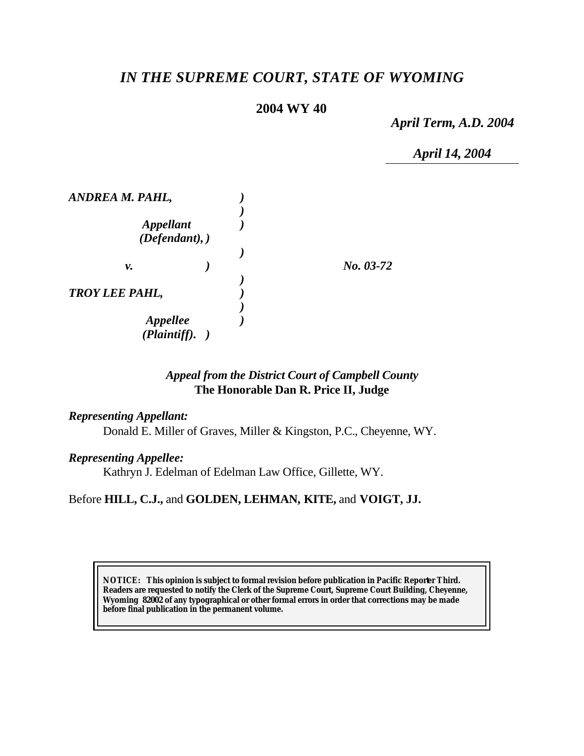# *IN THE SUPREME COURT, STATE OF WYOMING*

**2004 WY 40**

*April Term, A.D. 2004*

*April 14, 2004*

***ANDREA M. PAHL,***

***Appellant (Defendant),***

***v.***

***TROY LEE PAHL,***

***Appellee (Plaintiff).***

***No. 03-72***

*Appeal from the District Court of Campbell County*
**The Honorable Dan R. Price II, Judge**

***Representing Appellant:***

Donald E. Miller of Graves, Miller & Kingston, P.C., Cheyenne, WY.

***Representing Appellee:***

Kathryn J. Edelman of Edelman Law Office, Gillette, WY.

Before **HILL, C.J.,** and **GOLDEN, LEHMAN, KITE,** and **VOIGT, JJ.**

**NOTICE: This opinion is subject to formal revision before publication in Pacific Reporter Third. Readers are requested to notify the Clerk of the Supreme Court, Supreme Court Building, Cheyenne, Wyoming 82002 of any typographical or other formal errors in order that corrections may be made before final publication in the permanent volume.**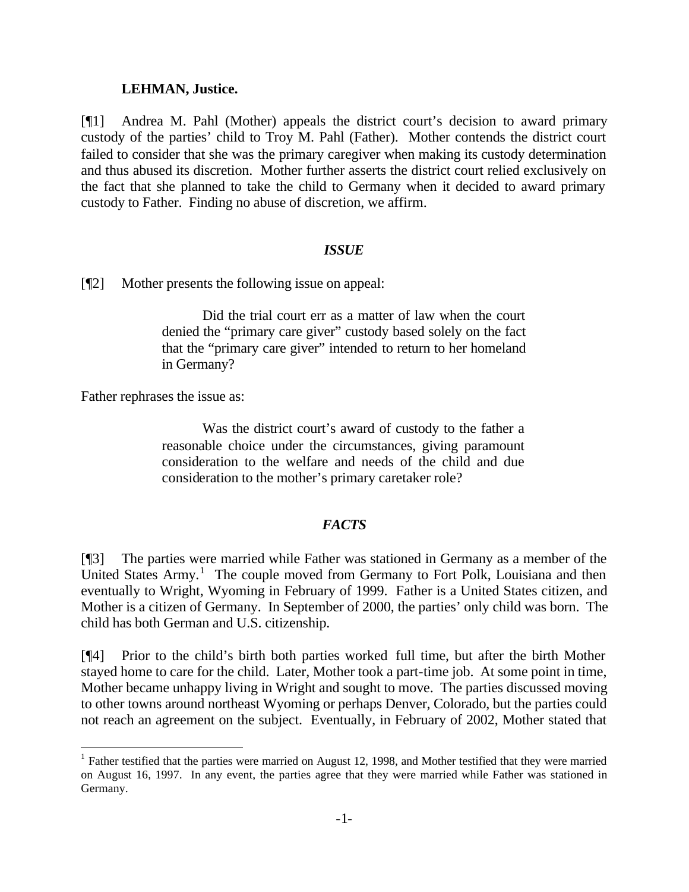**LEHMAN, Justice.**

[¶1] Andrea M. Pahl (Mother) appeals the district court's decision to award primary custody of the parties' child to Troy M. Pahl (Father). Mother contends the district court failed to consider that she was the primary caregiver when making its custody determination and thus abused its discretion. Mother further asserts the district court relied exclusively on the fact that she planned to take the child to Germany when it decided to award primary custody to Father. Finding no abuse of discretion, we affirm.

### *ISSUE*

[¶2] Mother presents the following issue on appeal:

> Did the trial court err as a matter of law when the court denied the "primary care giver" custody based solely on the fact that the "primary care giver" intended to return to her homeland in Germany?

Father rephrases the issue as:

> Was the district court's award of custody to the father a reasonable choice under the circumstances, giving paramount consideration to the welfare and needs of the child and due consideration to the mother's primary caretaker role?

### *FACTS*

[¶3] The parties were married while Father was stationed in Germany as a member of the United States Army.[1] The couple moved from Germany to Fort Polk, Louisiana and then eventually to Wright, Wyoming in February of 1999. Father is a United States citizen, and Mother is a citizen of Germany. In September of 2000, the parties' only child was born. The child has both German and U.S. citizenship.

[¶4] Prior to the child's birth both parties worked full time, but after the birth Mother stayed home to care for the child. Later, Mother took a part-time job. At some point in time, Mother became unhappy living in Wright and sought to move. The parties discussed moving to other towns around northeast Wyoming or perhaps Denver, Colorado, but the parties could not reach an agreement on the subject. Eventually, in February of 2002, Mother stated that

[1] Father testified that the parties were married on August 12, 1998, and Mother testified that they were married on August 16, 1997. In any event, the parties agree that they were married while Father was stationed in Germany.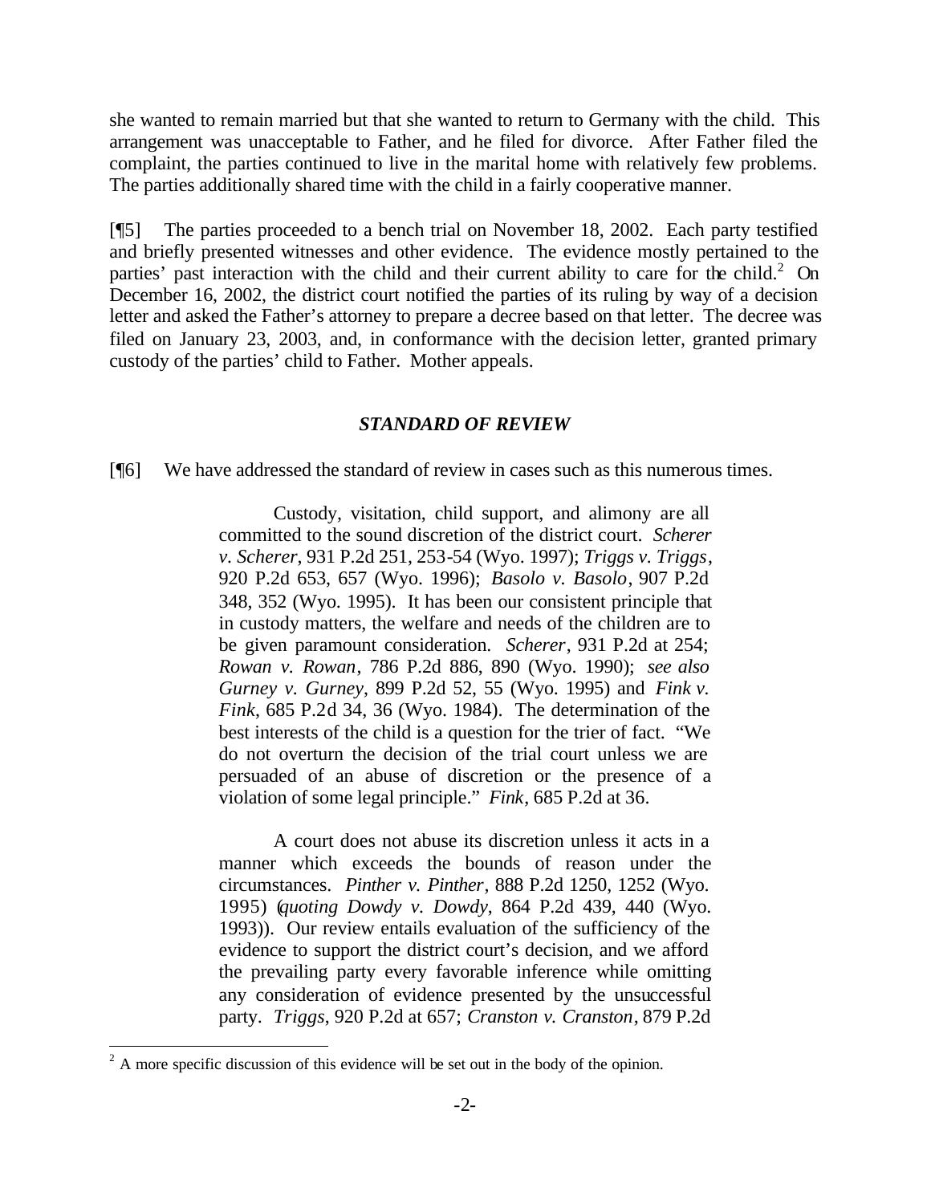she wanted to remain married but that she wanted to return to Germany with the child. This arrangement was unacceptable to Father, and he filed for divorce. After Father filed the complaint, the parties continued to live in the marital home with relatively few problems. The parties additionally shared time with the child in a fairly cooperative manner.

[¶5] The parties proceeded to a bench trial on November 18, 2002. Each party testified and briefly presented witnesses and other evidence. The evidence mostly pertained to the parties' past interaction with the child and their current ability to care for the child.[2] On December 16, 2002, the district court notified the parties of its ruling by way of a decision letter and asked the Father's attorney to prepare a decree based on that letter. The decree was filed on January 23, 2003, and, in conformance with the decision letter, granted primary custody of the parties' child to Father. Mother appeals.

### *STANDARD OF REVIEW*

[¶6] We have addressed the standard of review in cases such as this numerous times.

> Custody, visitation, child support, and alimony are all committed to the sound discretion of the district court. *Scherer v. Scherer*, 931 P.2d 251, 253-54 (Wyo. 1997); *Triggs v. Triggs*, 920 P.2d 653, 657 (Wyo. 1996); *Basolo v. Basolo*, 907 P.2d 348, 352 (Wyo. 1995). It has been our consistent principle that in custody matters, the welfare and needs of the children are to be given paramount consideration. *Scherer*, 931 P.2d at 254; *Rowan v. Rowan*, 786 P.2d 886, 890 (Wyo. 1990); *see also Gurney v. Gurney*, 899 P.2d 52, 55 (Wyo. 1995) and *Fink v. Fink*, 685 P.2d 34, 36 (Wyo. 1984). The determination of the best interests of the child is a question for the trier of fact. "We do not overturn the decision of the trial court unless we are persuaded of an abuse of discretion or the presence of a violation of some legal principle." *Fink*, 685 P.2d at 36.
>
> A court does not abuse its discretion unless it acts in a manner which exceeds the bounds of reason under the circumstances. *Pinther v. Pinther*, 888 P.2d 1250, 1252 (Wyo. 1995) (*quoting Dowdy v. Dowdy*, 864 P.2d 439, 440 (Wyo. 1993)). Our review entails evaluation of the sufficiency of the evidence to support the district court's decision, and we afford the prevailing party every favorable inference while omitting any consideration of evidence presented by the unsuccessful party. *Triggs*, 920 P.2d at 657; *Cranston v. Cranston*, 879 P.2d

[2] A more specific discussion of this evidence will be set out in the body of the opinion.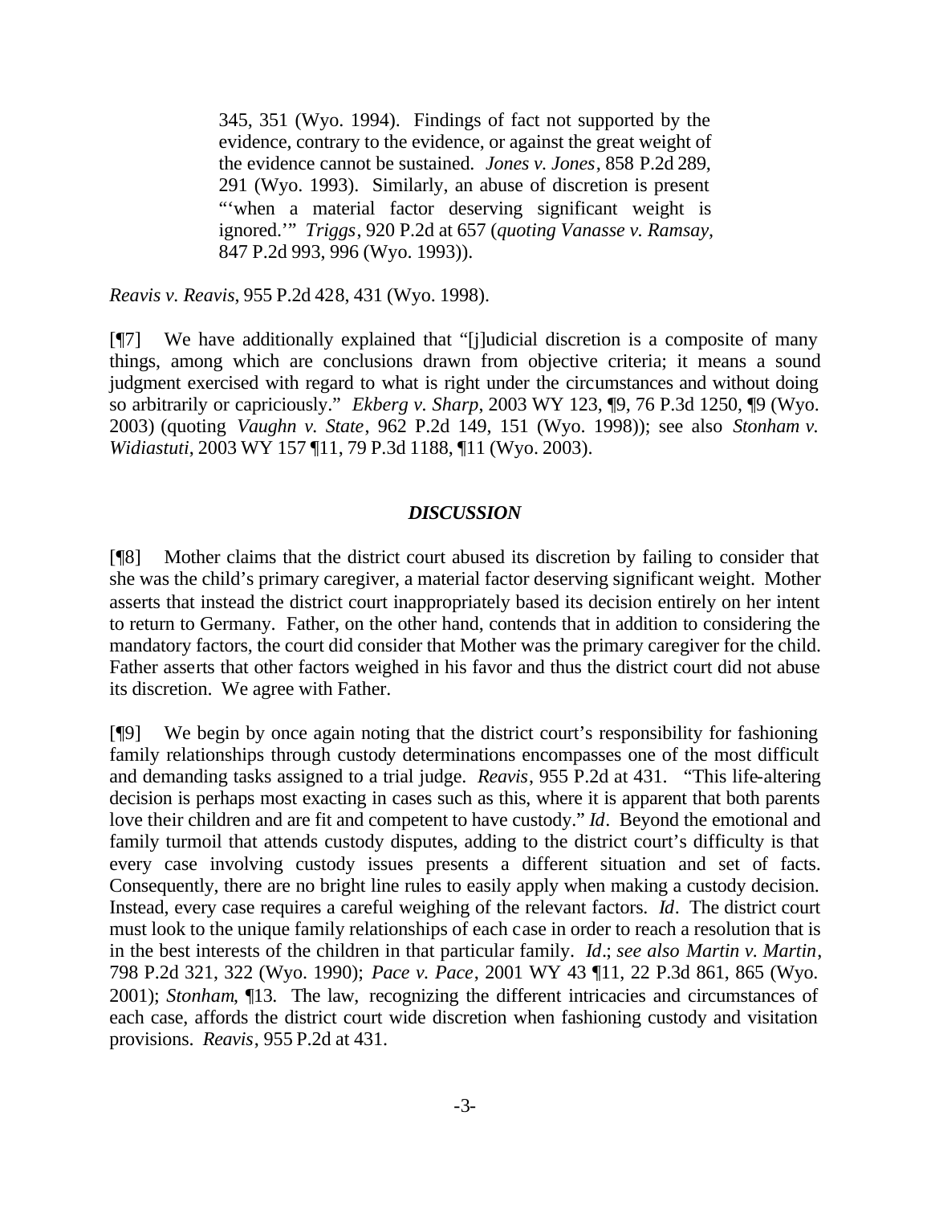> 345, 351 (Wyo. 1994). Findings of fact not supported by the evidence, contrary to the evidence, or against the great weight of the evidence cannot be sustained. *Jones v. Jones*, 858 P.2d 289, 291 (Wyo. 1993). Similarly, an abuse of discretion is present "'when a material factor deserving significant weight is ignored.'" *Triggs*, 920 P.2d at 657 (*quoting Vanasse v. Ramsay*, 847 P.2d 993, 996 (Wyo. 1993)).

*Reavis v. Reavis*, 955 P.2d 428, 431 (Wyo. 1998).

[¶7] We have additionally explained that "[j]udicial discretion is a composite of many things, among which are conclusions drawn from objective criteria; it means a sound judgment exercised with regard to what is right under the circumstances and without doing so arbitrarily or capriciously." *Ekberg v. Sharp*, 2003 WY 123, ¶9, 76 P.3d 1250, ¶9 (Wyo. 2003) (quoting *Vaughn v. State*, 962 P.2d 149, 151 (Wyo. 1998)); see also *Stonham v. Widiastuti*, 2003 WY 157 ¶11, 79 P.3d 1188, ¶11 (Wyo. 2003).

## *DISCUSSION*

[¶8] Mother claims that the district court abused its discretion by failing to consider that she was the child's primary caregiver, a material factor deserving significant weight. Mother asserts that instead the district court inappropriately based its decision entirely on her intent to return to Germany. Father, on the other hand, contends that in addition to considering the mandatory factors, the court did consider that Mother was the primary caregiver for the child. Father asserts that other factors weighed in his favor and thus the district court did not abuse its discretion. We agree with Father.

[¶9] We begin by once again noting that the district court's responsibility for fashioning family relationships through custody determinations encompasses one of the most difficult and demanding tasks assigned to a trial judge. *Reavis*, 955 P.2d at 431. "This life-altering decision is perhaps most exacting in cases such as this, where it is apparent that both parents love their children and are fit and competent to have custody." *Id*. Beyond the emotional and family turmoil that attends custody disputes, adding to the district court's difficulty is that every case involving custody issues presents a different situation and set of facts. Consequently, there are no bright line rules to easily apply when making a custody decision. Instead, every case requires a careful weighing of the relevant factors. *Id*. The district court must look to the unique family relationships of each case in order to reach a resolution that is in the best interests of the children in that particular family. *Id*.; *see also Martin v. Martin*, 798 P.2d 321, 322 (Wyo. 1990); *Pace v. Pace*, 2001 WY 43 ¶11, 22 P.3d 861, 865 (Wyo. 2001); *Stonham*, ¶13. The law, recognizing the different intricacies and circumstances of each case, affords the district court wide discretion when fashioning custody and visitation provisions. *Reavis*, 955 P.2d at 431.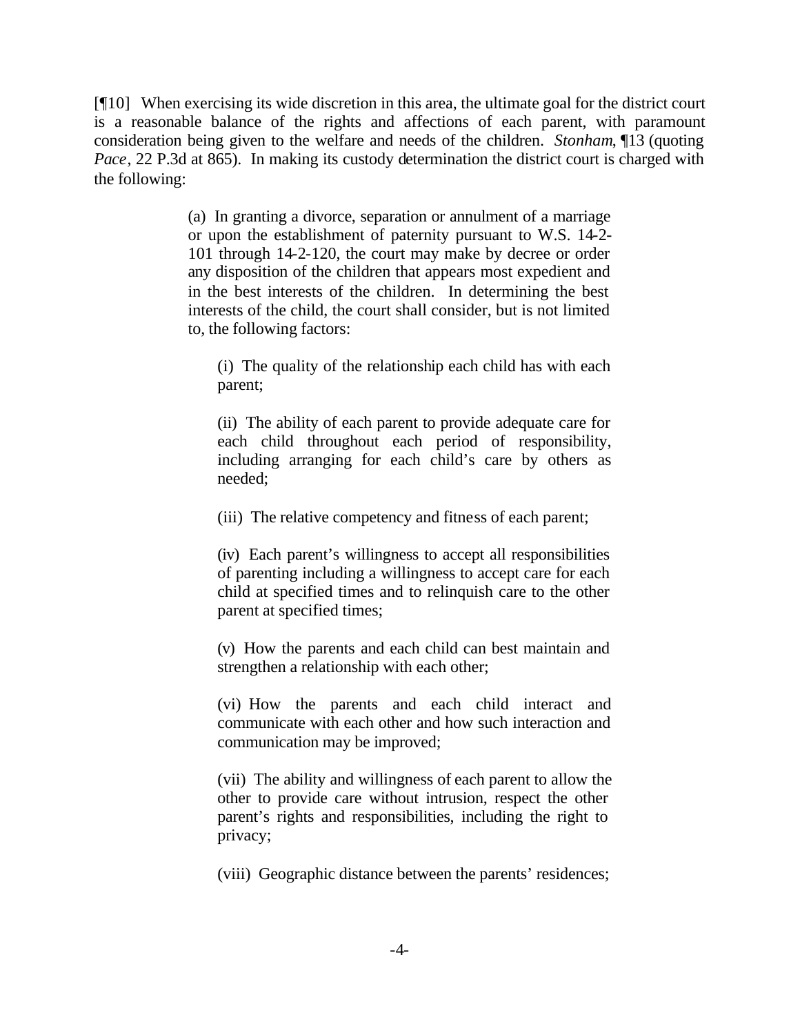[¶10] When exercising its wide discretion in this area, the ultimate goal for the district court is a reasonable balance of the rights and affections of each parent, with paramount consideration being given to the welfare and needs of the children. *Stonham*, ¶13 (quoting *Pace*, 22 P.3d at 865). In making its custody determination the district court is charged with the following:

> (a) In granting a divorce, separation or annulment of a marriage or upon the establishment of paternity pursuant to W.S. 14-2-101 through 14-2-120, the court may make by decree or order any disposition of the children that appears most expedient and in the best interests of the children. In determining the best interests of the child, the court shall consider, but is not limited to, the following factors:
>
> > (i) The quality of the relationship each child has with each parent;
> >
> > (ii) The ability of each parent to provide adequate care for each child throughout each period of responsibility, including arranging for each child's care by others as needed;
> >
> > (iii) The relative competency and fitness of each parent;
> >
> > (iv) Each parent's willingness to accept all responsibilities of parenting including a willingness to accept care for each child at specified times and to relinquish care to the other parent at specified times;
> >
> > (v) How the parents and each child can best maintain and strengthen a relationship with each other;
> >
> > (vi) How the parents and each child interact and communicate with each other and how such interaction and communication may be improved;
> >
> > (vii) The ability and willingness of each parent to allow the other to provide care without intrusion, respect the other parent's rights and responsibilities, including the right to privacy;
> >
> > (viii) Geographic distance between the parents' residences;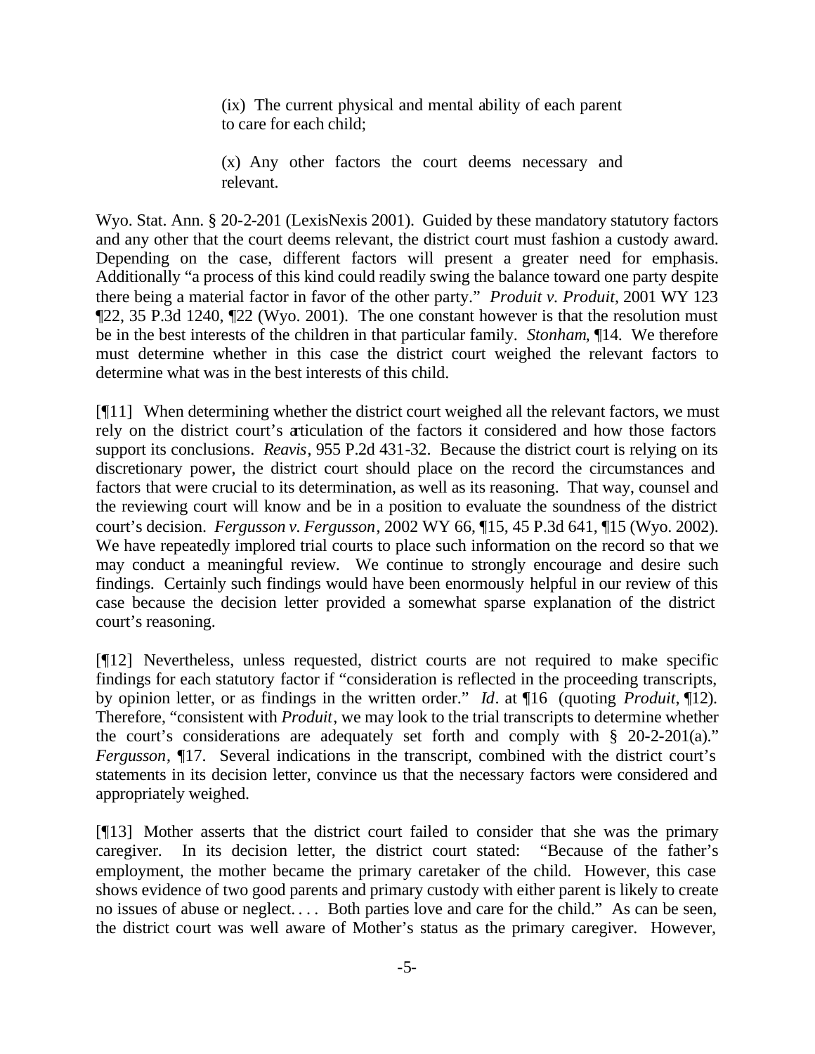> (ix) The current physical and mental ability of each parent to care for each child;
>
> (x) Any other factors the court deems necessary and relevant.

Wyo. Stat. Ann. § 20-2-201 (LexisNexis 2001). Guided by these mandatory statutory factors and any other that the court deems relevant, the district court must fashion a custody award. Depending on the case, different factors will present a greater need for emphasis. Additionally "a process of this kind could readily swing the balance toward one party despite there being a material factor in favor of the other party." *Produit v. Produit*, 2001 WY 123 ¶22, 35 P.3d 1240, ¶22 (Wyo. 2001). The one constant however is that the resolution must be in the best interests of the children in that particular family. *Stonham*, ¶14. We therefore must determine whether in this case the district court weighed the relevant factors to determine what was in the best interests of this child.

[¶11] When determining whether the district court weighed all the relevant factors, we must rely on the district court's articulation of the factors it considered and how those factors support its conclusions. *Reavis*, 955 P.2d 431-32. Because the district court is relying on its discretionary power, the district court should place on the record the circumstances and factors that were crucial to its determination, as well as its reasoning. That way, counsel and the reviewing court will know and be in a position to evaluate the soundness of the district court's decision. *Fergusson v. Fergusson*, 2002 WY 66, ¶15, 45 P.3d 641, ¶15 (Wyo. 2002). We have repeatedly implored trial courts to place such information on the record so that we may conduct a meaningful review. We continue to strongly encourage and desire such findings. Certainly such findings would have been enormously helpful in our review of this case because the decision letter provided a somewhat sparse explanation of the district court's reasoning.

[¶12] Nevertheless, unless requested, district courts are not required to make specific findings for each statutory factor if "consideration is reflected in the proceeding transcripts, by opinion letter, or as findings in the written order." *Id*. at ¶16 (quoting *Produit*, ¶12). Therefore, "consistent with *Produit*, we may look to the trial transcripts to determine whether the court's considerations are adequately set forth and comply with § 20-2-201(a)." *Fergusson*, ¶17. Several indications in the transcript, combined with the district court's statements in its decision letter, convince us that the necessary factors were considered and appropriately weighed.

[¶13] Mother asserts that the district court failed to consider that she was the primary caregiver. In its decision letter, the district court stated: "Because of the father's employment, the mother became the primary caretaker of the child. However, this case shows evidence of two good parents and primary custody with either parent is likely to create no issues of abuse or neglect. . . . Both parties love and care for the child." As can be seen, the district court was well aware of Mother's status as the primary caregiver. However,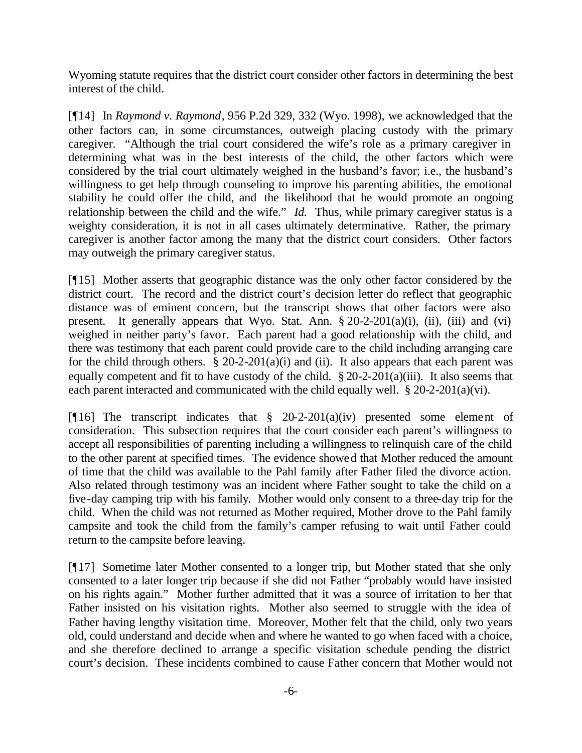Wyoming statute requires that the district court consider other factors in determining the best interest of the child.

[¶14] In *Raymond v. Raymond*, 956 P.2d 329, 332 (Wyo. 1998), we acknowledged that the other factors can, in some circumstances, outweigh placing custody with the primary caregiver. "Although the trial court considered the wife's role as a primary caregiver in determining what was in the best interests of the child, the other factors which were considered by the trial court ultimately weighed in the husband's favor; i.e., the husband's willingness to get help through counseling to improve his parenting abilities, the emotional stability he could offer the child, and the likelihood that he would promote an ongoing relationship between the child and the wife." *Id.* Thus, while primary caregiver status is a weighty consideration, it is not in all cases ultimately determinative. Rather, the primary caregiver is another factor among the many that the district court considers. Other factors may outweigh the primary caregiver status.

[¶15] Mother asserts that geographic distance was the only other factor considered by the district court. The record and the district court's decision letter do reflect that geographic distance was of eminent concern, but the transcript shows that other factors were also present. It generally appears that Wyo. Stat. Ann. § 20-2-201(a)(i), (ii), (iii) and (vi) weighed in neither party's favor. Each parent had a good relationship with the child, and there was testimony that each parent could provide care to the child including arranging care for the child through others. § 20-2-201(a)(i) and (ii). It also appears that each parent was equally competent and fit to have custody of the child. § 20-2-201(a)(iii). It also seems that each parent interacted and communicated with the child equally well. § 20-2-201(a)(vi).

[¶16] The transcript indicates that § 20-2-201(a)(iv) presented some element of consideration. This subsection requires that the court consider each parent's willingness to accept all responsibilities of parenting including a willingness to relinquish care of the child to the other parent at specified times. The evidence showed that Mother reduced the amount of time that the child was available to the Pahl family after Father filed the divorce action. Also related through testimony was an incident where Father sought to take the child on a five-day camping trip with his family. Mother would only consent to a three-day trip for the child. When the child was not returned as Mother required, Mother drove to the Pahl family campsite and took the child from the family's camper refusing to wait until Father could return to the campsite before leaving.

[¶17] Sometime later Mother consented to a longer trip, but Mother stated that she only consented to a later longer trip because if she did not Father "probably would have insisted on his rights again." Mother further admitted that it was a source of irritation to her that Father insisted on his visitation rights. Mother also seemed to struggle with the idea of Father having lengthy visitation time. Moreover, Mother felt that the child, only two years old, could understand and decide when and where he wanted to go when faced with a choice, and she therefore declined to arrange a specific visitation schedule pending the district court's decision. These incidents combined to cause Father concern that Mother would not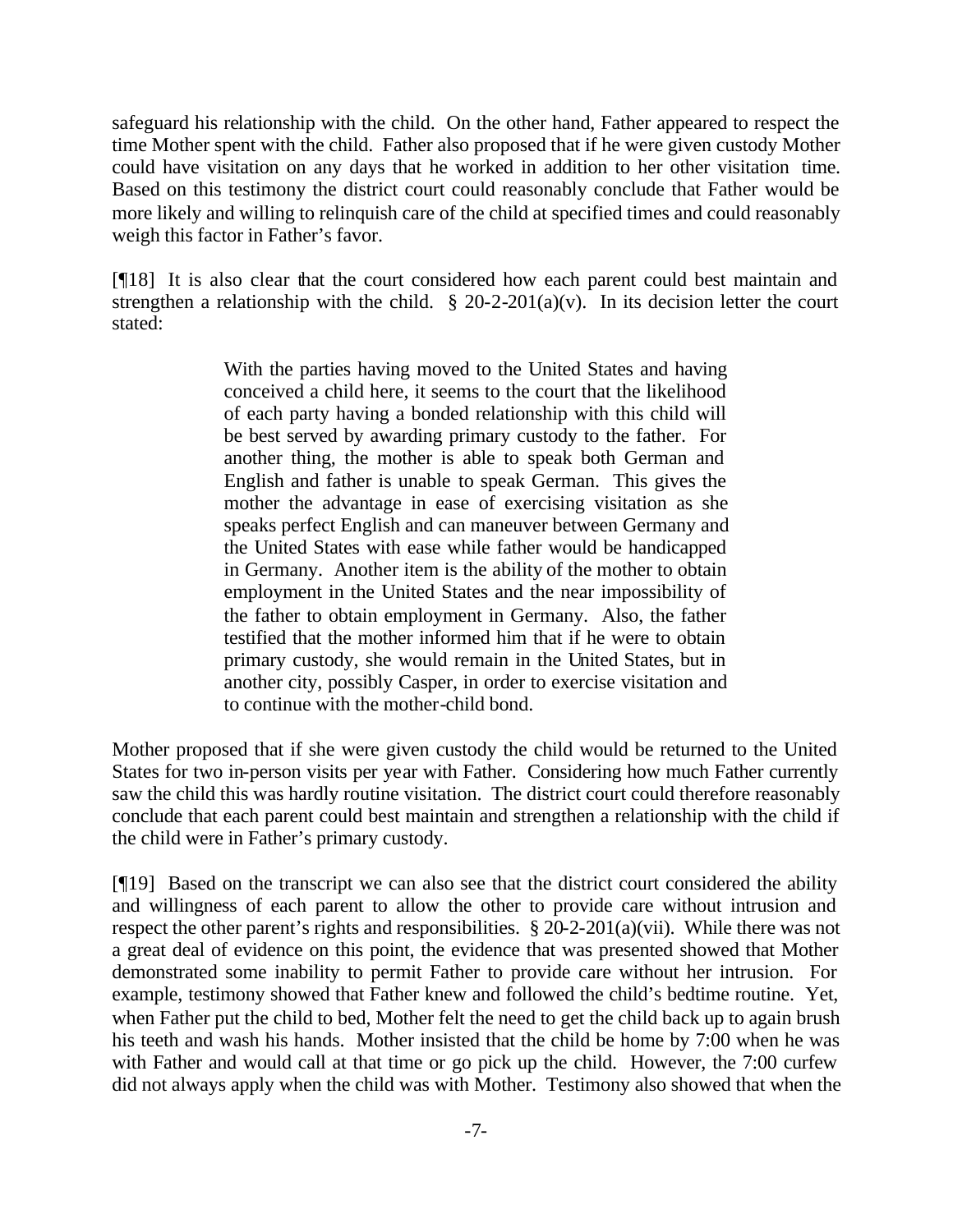safeguard his relationship with the child. On the other hand, Father appeared to respect the time Mother spent with the child. Father also proposed that if he were given custody Mother could have visitation on any days that he worked in addition to her other visitation time. Based on this testimony the district court could reasonably conclude that Father would be more likely and willing to relinquish care of the child at specified times and could reasonably weigh this factor in Father's favor.

[¶18] It is also clear that the court considered how each parent could best maintain and strengthen a relationship with the child. § 20-2-201(a)(v). In its decision letter the court stated:

> With the parties having moved to the United States and having conceived a child here, it seems to the court that the likelihood of each party having a bonded relationship with this child will be best served by awarding primary custody to the father. For another thing, the mother is able to speak both German and English and father is unable to speak German. This gives the mother the advantage in ease of exercising visitation as she speaks perfect English and can maneuver between Germany and the United States with ease while father would be handicapped in Germany. Another item is the ability of the mother to obtain employment in the United States and the near impossibility of the father to obtain employment in Germany. Also, the father testified that the mother informed him that if he were to obtain primary custody, she would remain in the United States, but in another city, possibly Casper, in order to exercise visitation and to continue with the mother-child bond.

Mother proposed that if she were given custody the child would be returned to the United States for two in-person visits per year with Father. Considering how much Father currently saw the child this was hardly routine visitation. The district court could therefore reasonably conclude that each parent could best maintain and strengthen a relationship with the child if the child were in Father's primary custody.

[¶19] Based on the transcript we can also see that the district court considered the ability and willingness of each parent to allow the other to provide care without intrusion and respect the other parent's rights and responsibilities. § 20-2-201(a)(vii). While there was not a great deal of evidence on this point, the evidence that was presented showed that Mother demonstrated some inability to permit Father to provide care without her intrusion. For example, testimony showed that Father knew and followed the child's bedtime routine. Yet, when Father put the child to bed, Mother felt the need to get the child back up to again brush his teeth and wash his hands. Mother insisted that the child be home by 7:00 when he was with Father and would call at that time or go pick up the child. However, the 7:00 curfew did not always apply when the child was with Mother. Testimony also showed that when the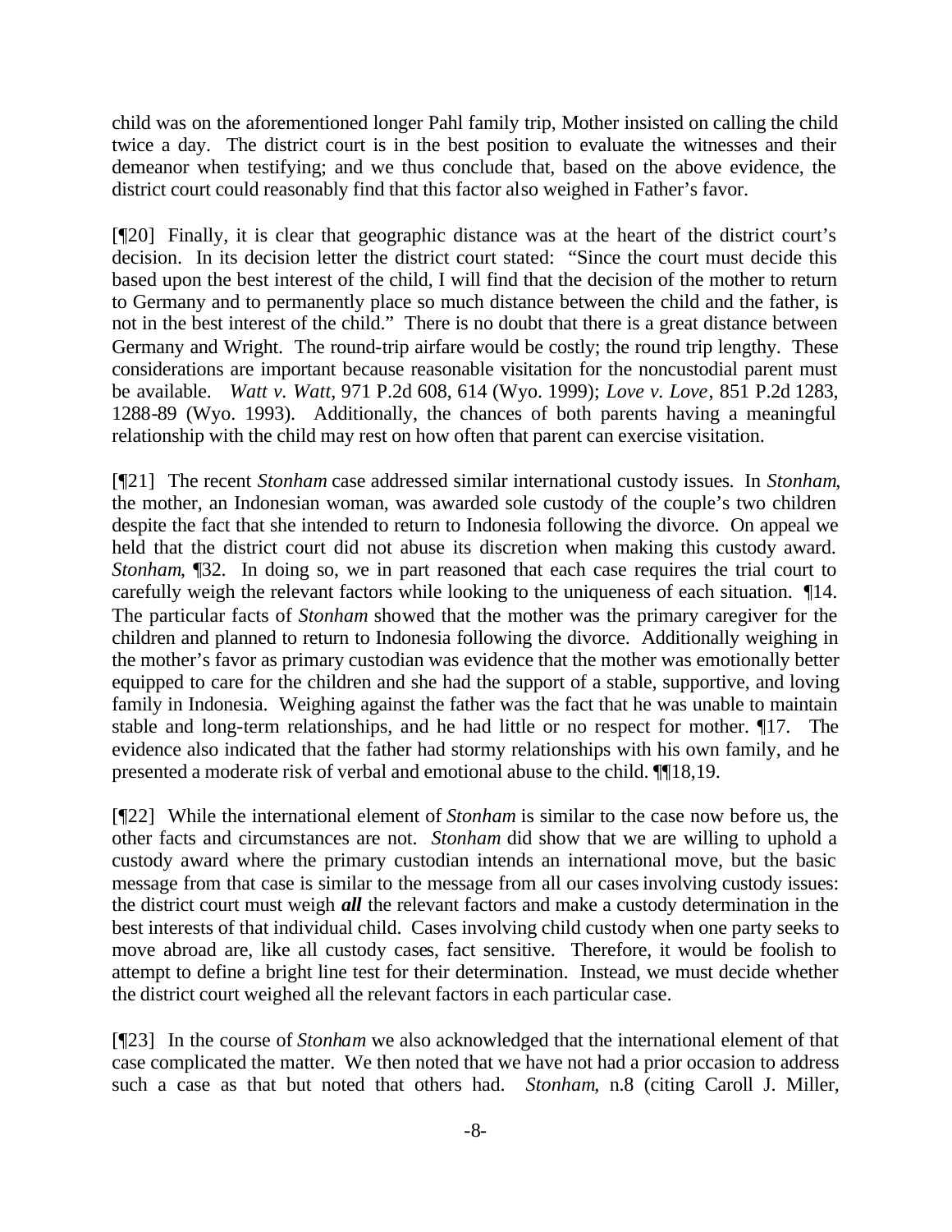child was on the aforementioned longer Pahl family trip, Mother insisted on calling the child twice a day. The district court is in the best position to evaluate the witnesses and their demeanor when testifying; and we thus conclude that, based on the above evidence, the district court could reasonably find that this factor also weighed in Father's favor.

[¶20] Finally, it is clear that geographic distance was at the heart of the district court's decision. In its decision letter the district court stated: "Since the court must decide this based upon the best interest of the child, I will find that the decision of the mother to return to Germany and to permanently place so much distance between the child and the father, is not in the best interest of the child." There is no doubt that there is a great distance between Germany and Wright. The round-trip airfare would be costly; the round trip lengthy. These considerations are important because reasonable visitation for the noncustodial parent must be available. *Watt v. Watt*, 971 P.2d 608, 614 (Wyo. 1999); *Love v. Love*, 851 P.2d 1283, 1288-89 (Wyo. 1993). Additionally, the chances of both parents having a meaningful relationship with the child may rest on how often that parent can exercise visitation.

[¶21] The recent *Stonham* case addressed similar international custody issues. In *Stonham*, the mother, an Indonesian woman, was awarded sole custody of the couple's two children despite the fact that she intended to return to Indonesia following the divorce. On appeal we held that the district court did not abuse its discretion when making this custody award. *Stonham*, ¶32. In doing so, we in part reasoned that each case requires the trial court to carefully weigh the relevant factors while looking to the uniqueness of each situation. ¶14. The particular facts of *Stonham* showed that the mother was the primary caregiver for the children and planned to return to Indonesia following the divorce. Additionally weighing in the mother's favor as primary custodian was evidence that the mother was emotionally better equipped to care for the children and she had the support of a stable, supportive, and loving family in Indonesia. Weighing against the father was the fact that he was unable to maintain stable and long-term relationships, and he had little or no respect for mother. ¶17. The evidence also indicated that the father had stormy relationships with his own family, and he presented a moderate risk of verbal and emotional abuse to the child. ¶¶18,19.

[¶22] While the international element of *Stonham* is similar to the case now before us, the other facts and circumstances are not. *Stonham* did show that we are willing to uphold a custody award where the primary custodian intends an international move, but the basic message from that case is similar to the message from all our cases involving custody issues: the district court must weigh ***all*** the relevant factors and make a custody determination in the best interests of that individual child. Cases involving child custody when one party seeks to move abroad are, like all custody cases, fact sensitive. Therefore, it would be foolish to attempt to define a bright line test for their determination. Instead, we must decide whether the district court weighed all the relevant factors in each particular case.

[¶23] In the course of *Stonham* we also acknowledged that the international element of that case complicated the matter. We then noted that we have not had a prior occasion to address such a case as that but noted that others had. *Stonham*, n.8 (citing Caroll J. Miller,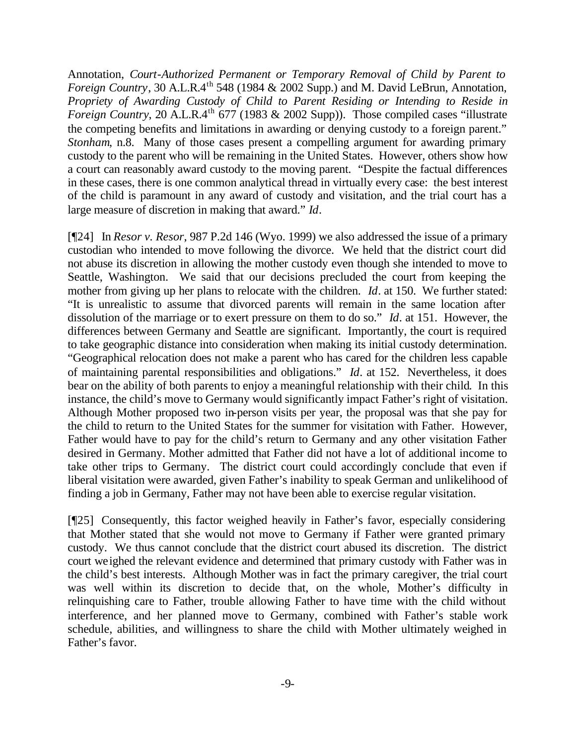Annotation, *Court-Authorized Permanent or Temporary Removal of Child by Parent to Foreign Country*, 30 A.L.R.4[th] 548 (1984 & 2002 Supp.) and M. David LeBrun, Annotation, *Propriety of Awarding Custody of Child to Parent Residing or Intending to Reside in Foreign Country*, 20 A.L.R.4[th] 677 (1983 & 2002 Supp)). Those compiled cases "illustrate the competing benefits and limitations in awarding or denying custody to a foreign parent." *Stonham*, n.8. Many of those cases present a compelling argument for awarding primary custody to the parent who will be remaining in the United States. However, others show how a court can reasonably award custody to the moving parent. "Despite the factual differences in these cases, there is one common analytical thread in virtually every case: the best interest of the child is paramount in any award of custody and visitation, and the trial court has a large measure of discretion in making that award." *Id*.

[¶24] In *Resor v. Resor*, 987 P.2d 146 (Wyo. 1999) we also addressed the issue of a primary custodian who intended to move following the divorce. We held that the district court did not abuse its discretion in allowing the mother custody even though she intended to move to Seattle, Washington. We said that our decisions precluded the court from keeping the mother from giving up her plans to relocate with the children. *Id*. at 150. We further stated: "It is unrealistic to assume that divorced parents will remain in the same location after dissolution of the marriage or to exert pressure on them to do so." *Id*. at 151. However, the differences between Germany and Seattle are significant. Importantly, the court is required to take geographic distance into consideration when making its initial custody determination. "Geographical relocation does not make a parent who has cared for the children less capable of maintaining parental responsibilities and obligations." *Id*. at 152. Nevertheless, it does bear on the ability of both parents to enjoy a meaningful relationship with their child. In this instance, the child's move to Germany would significantly impact Father's right of visitation. Although Mother proposed two in-person visits per year, the proposal was that she pay for the child to return to the United States for the summer for visitation with Father. However, Father would have to pay for the child's return to Germany and any other visitation Father desired in Germany. Mother admitted that Father did not have a lot of additional income to take other trips to Germany. The district court could accordingly conclude that even if liberal visitation were awarded, given Father's inability to speak German and unlikelihood of finding a job in Germany, Father may not have been able to exercise regular visitation.

[¶25] Consequently, this factor weighed heavily in Father's favor, especially considering that Mother stated that she would not move to Germany if Father were granted primary custody. We thus cannot conclude that the district court abused its discretion. The district court weighed the relevant evidence and determined that primary custody with Father was in the child's best interests. Although Mother was in fact the primary caregiver, the trial court was well within its discretion to decide that, on the whole, Mother's difficulty in relinquishing care to Father, trouble allowing Father to have time with the child without interference, and her planned move to Germany, combined with Father's stable work schedule, abilities, and willingness to share the child with Mother ultimately weighed in Father's favor.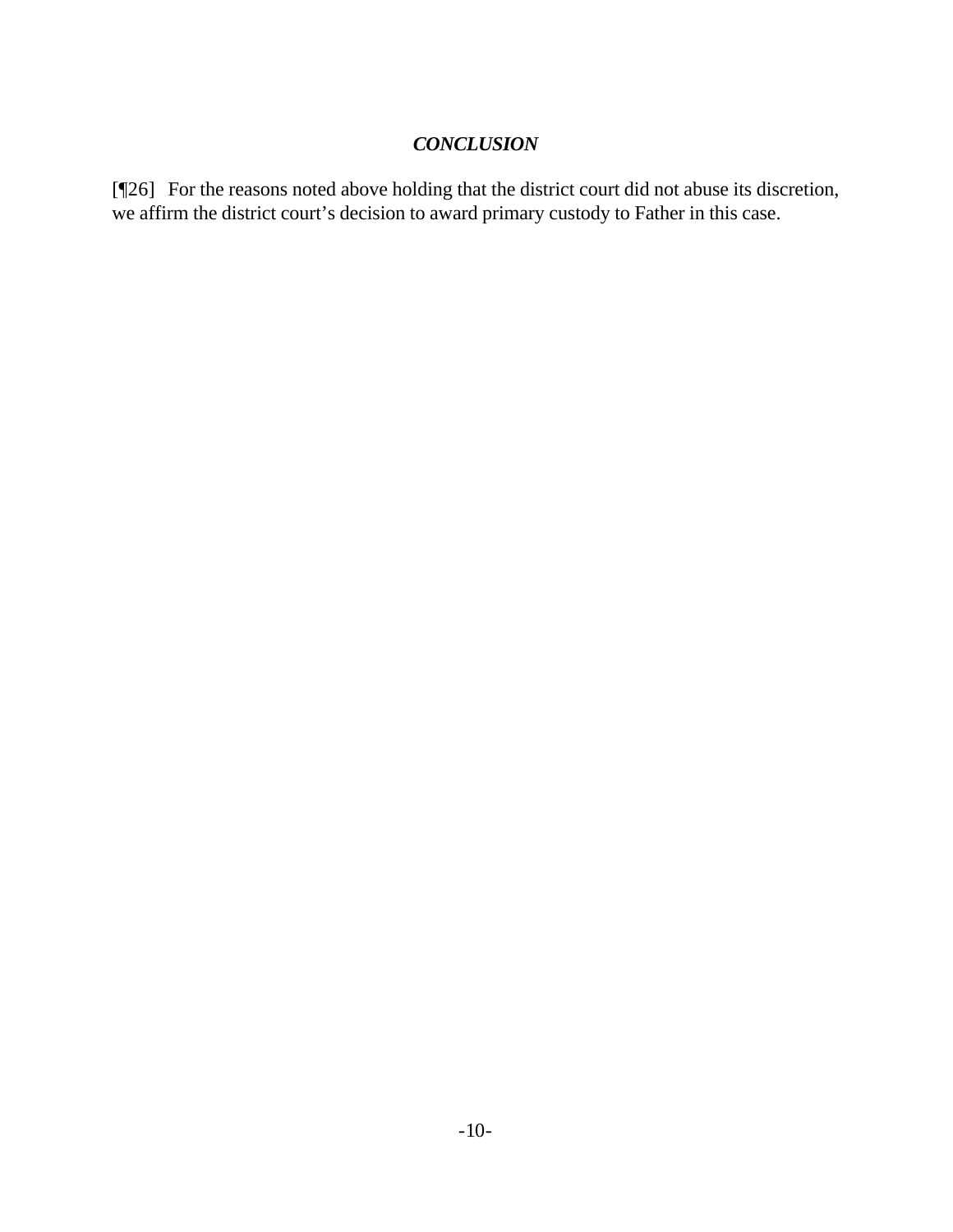## ***CONCLUSION***

[¶26] For the reasons noted above holding that the district court did not abuse its discretion, we affirm the district court's decision to award primary custody to Father in this case.